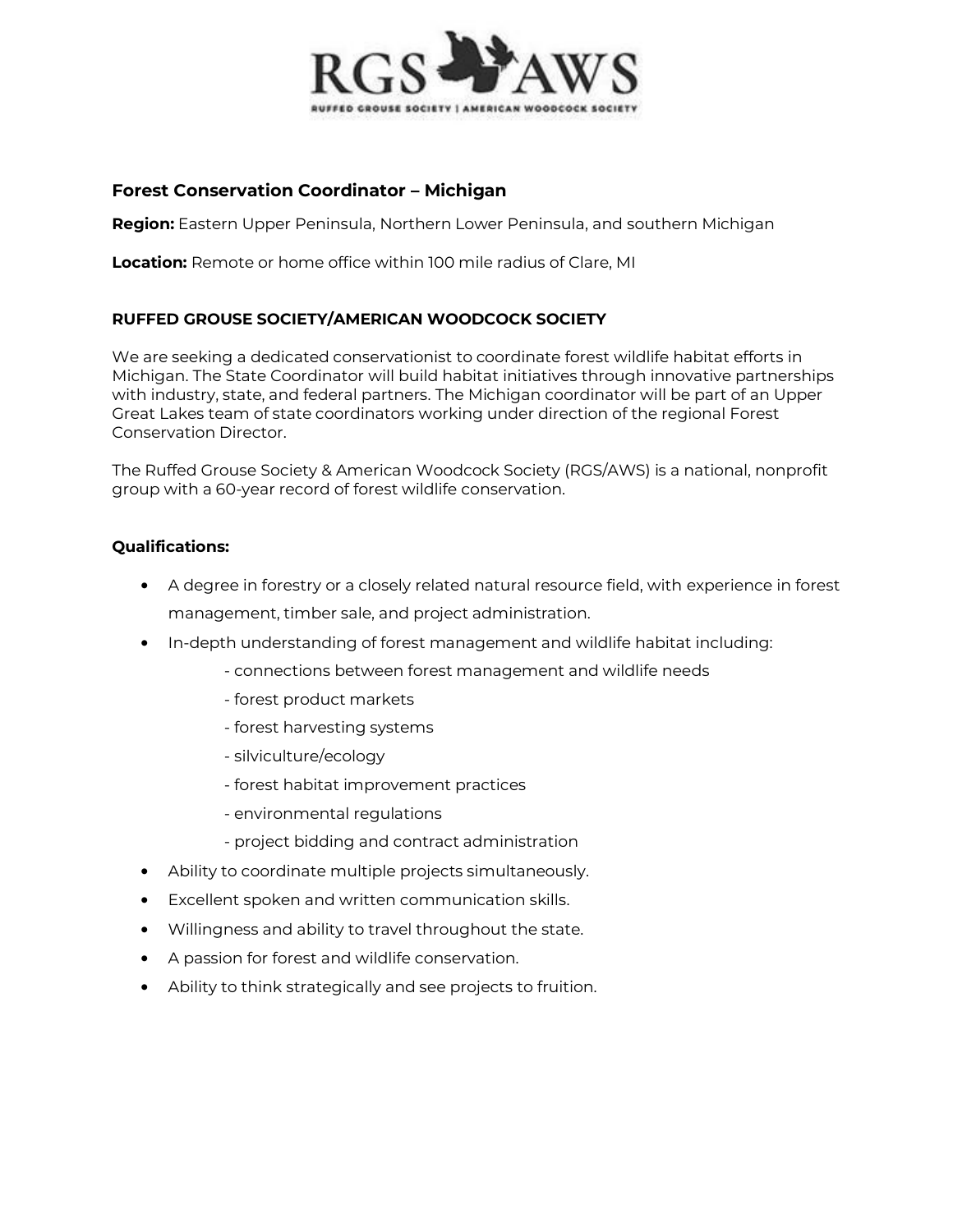RGS AWS

RUFFED GROUSE SOCIETY | AMERICAN WOODCOCK SOCIETY

## Forest Conservation Coordinator – Michigan

**Region:** Eastern Upper Peninsula, Northern Lower Peninsula, and southern Michigan

**Location:** Remote or home office within 100 mile radius of Clare, MI

### RUFFED GROUSE SOCIETY/AMERICAN WOODCOCK SOCIETY

We are seeking a dedicated conservationist to coordinate forest wildlife habitat efforts in Michigan. The State Coordinator will build habitat initiatives through innovative partnerships with industry, state, and federal partners. The Michigan coordinator will be part of an Upper Great Lakes team of state coordinators working under direction of the regional Forest Conservation Director.

The Ruffed Grouse Society & American Woodcock Society (RGS/AWS) is a national, nonprofit group with a 60-year record of forest wildlife conservation.

### Qualifications:

- A degree in forestry or a closely related natural resource field, with experience in forest management, timber sale, and project administration.
- In-depth understanding of forest management and wildlife habitat including:
  - connections between forest management and wildlife needs
  - forest product markets
  - forest harvesting systems
  - silviculture/ecology
  - forest habitat improvement practices
  - environmental regulations
  - project bidding and contract administration
- Ability to coordinate multiple projects simultaneously.
- Excellent spoken and written communication skills.
- Willingness and ability to travel throughout the state.
- A passion for forest and wildlife conservation.
- Ability to think strategically and see projects to fruition.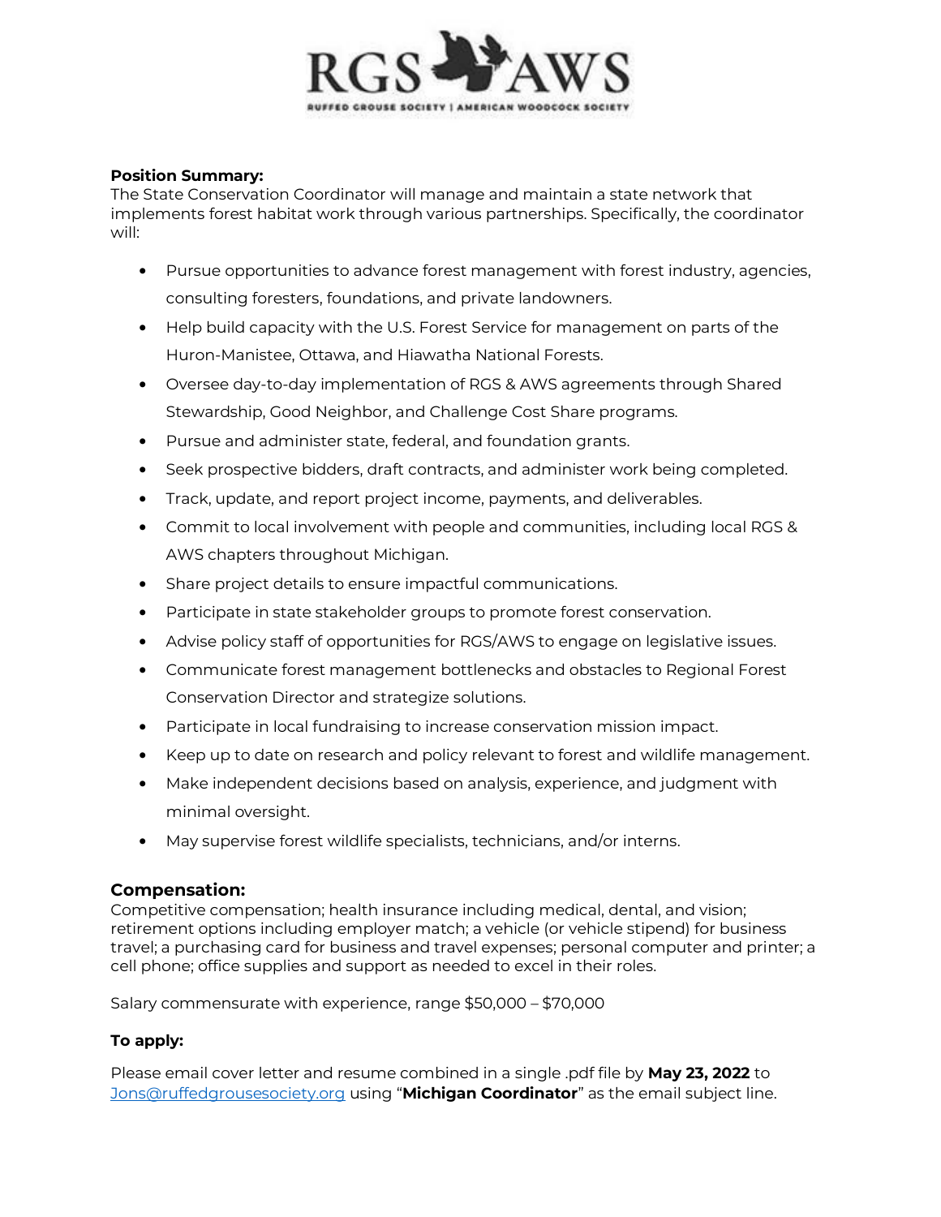RGS AWS

RUFFED GROUSE SOCIETY | AMERICAN WOODCOCK SOCIETY

**Position Summary:**
The State Conservation Coordinator will manage and maintain a state network that implements forest habitat work through various partnerships. Specifically, the coordinator will:

- Pursue opportunities to advance forest management with forest industry, agencies, consulting foresters, foundations, and private landowners.
- Help build capacity with the U.S. Forest Service for management on parts of the Huron-Manistee, Ottawa, and Hiawatha National Forests.
- Oversee day-to-day implementation of RGS & AWS agreements through Shared Stewardship, Good Neighbor, and Challenge Cost Share programs.
- Pursue and administer state, federal, and foundation grants.
- Seek prospective bidders, draft contracts, and administer work being completed.
- Track, update, and report project income, payments, and deliverables.
- Commit to local involvement with people and communities, including local RGS & AWS chapters throughout Michigan.
- Share project details to ensure impactful communications.
- Participate in state stakeholder groups to promote forest conservation.
- Advise policy staff of opportunities for RGS/AWS to engage on legislative issues.
- Communicate forest management bottlenecks and obstacles to Regional Forest Conservation Director and strategize solutions.
- Participate in local fundraising to increase conservation mission impact.
- Keep up to date on research and policy relevant to forest and wildlife management.
- Make independent decisions based on analysis, experience, and judgment with minimal oversight.
- May supervise forest wildlife specialists, technicians, and/or interns.

## Compensation:

Competitive compensation; health insurance including medical, dental, and vision; retirement options including employer match; a vehicle (or vehicle stipend) for business travel; a purchasing card for business and travel expenses; personal computer and printer; a cell phone; office supplies and support as needed to excel in their roles.

Salary commensurate with experience, range $50,000 – $70,000

**To apply:**

Please email cover letter and resume combined in a single .pdf file by **May 23, 2022** to Jons@ruffedgrousesociety.org using "**Michigan Coordinator**" as the email subject line.